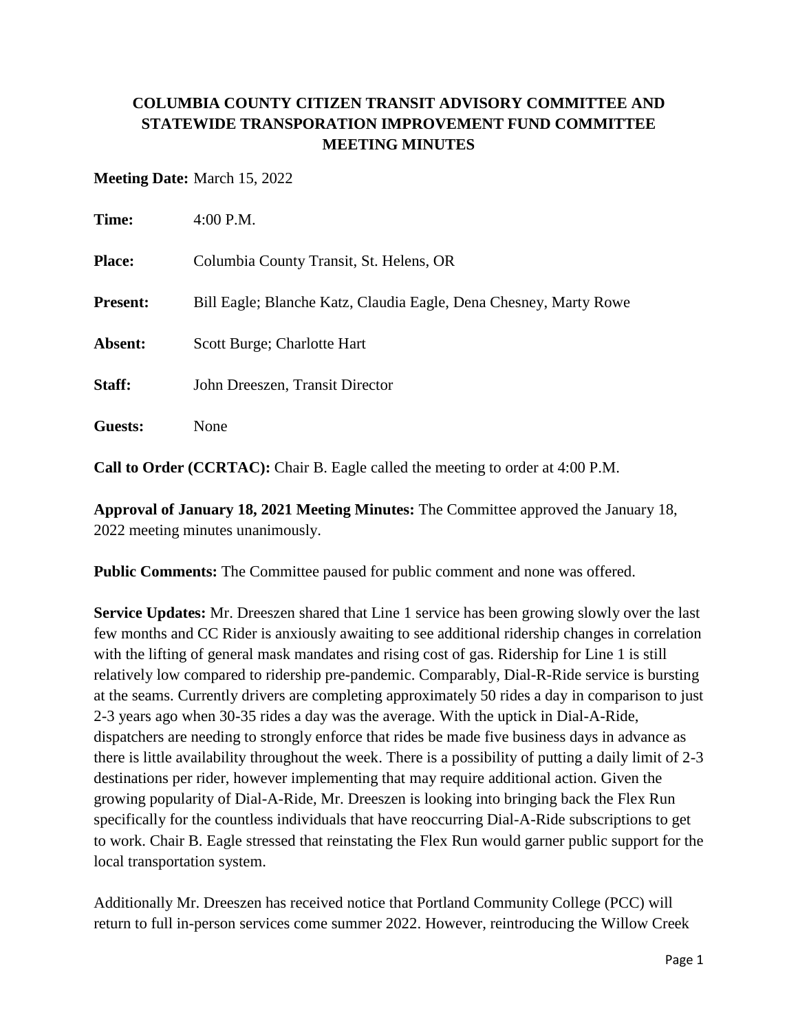# COLUMBIA COUNTY CITIZEN TRANSIT ADVISORY COMMITTEE AND STATEWIDE TRANSPORATION IMPROVEMENT FUND COMMITTEE MEETING MINUTES

**Meeting Date:** March 15, 2022

**Time:** 4:00 P.M.

**Place:** Columbia County Transit, St. Helens, OR

**Present:** Bill Eagle; Blanche Katz, Claudia Eagle, Dena Chesney, Marty Rowe

**Absent:** Scott Burge; Charlotte Hart

**Staff:** John Dreeszen, Transit Director

**Guests:** None

**Call to Order (CCRTAC):** Chair B. Eagle called the meeting to order at 4:00 P.M.

**Approval of January 18, 2021 Meeting Minutes:** The Committee approved the January 18, 2022 meeting minutes unanimously.

**Public Comments:** The Committee paused for public comment and none was offered.

**Service Updates:** Mr. Dreeszen shared that Line 1 service has been growing slowly over the last few months and CC Rider is anxiously awaiting to see additional ridership changes in correlation with the lifting of general mask mandates and rising cost of gas. Ridership for Line 1 is still relatively low compared to ridership pre-pandemic. Comparably, Dial-R-Ride service is bursting at the seams. Currently drivers are completing approximately 50 rides a day in comparison to just 2-3 years ago when 30-35 rides a day was the average. With the uptick in Dial-A-Ride, dispatchers are needing to strongly enforce that rides be made five business days in advance as there is little availability throughout the week. There is a possibility of putting a daily limit of 2-3 destinations per rider, however implementing that may require additional action. Given the growing popularity of Dial-A-Ride, Mr. Dreeszen is looking into bringing back the Flex Run specifically for the countless individuals that have reoccurring Dial-A-Ride subscriptions to get to work. Chair B. Eagle stressed that reinstating the Flex Run would garner public support for the local transportation system.

Additionally Mr. Dreeszen has received notice that Portland Community College (PCC) will return to full in-person services come summer 2022. However, reintroducing the Willow Creek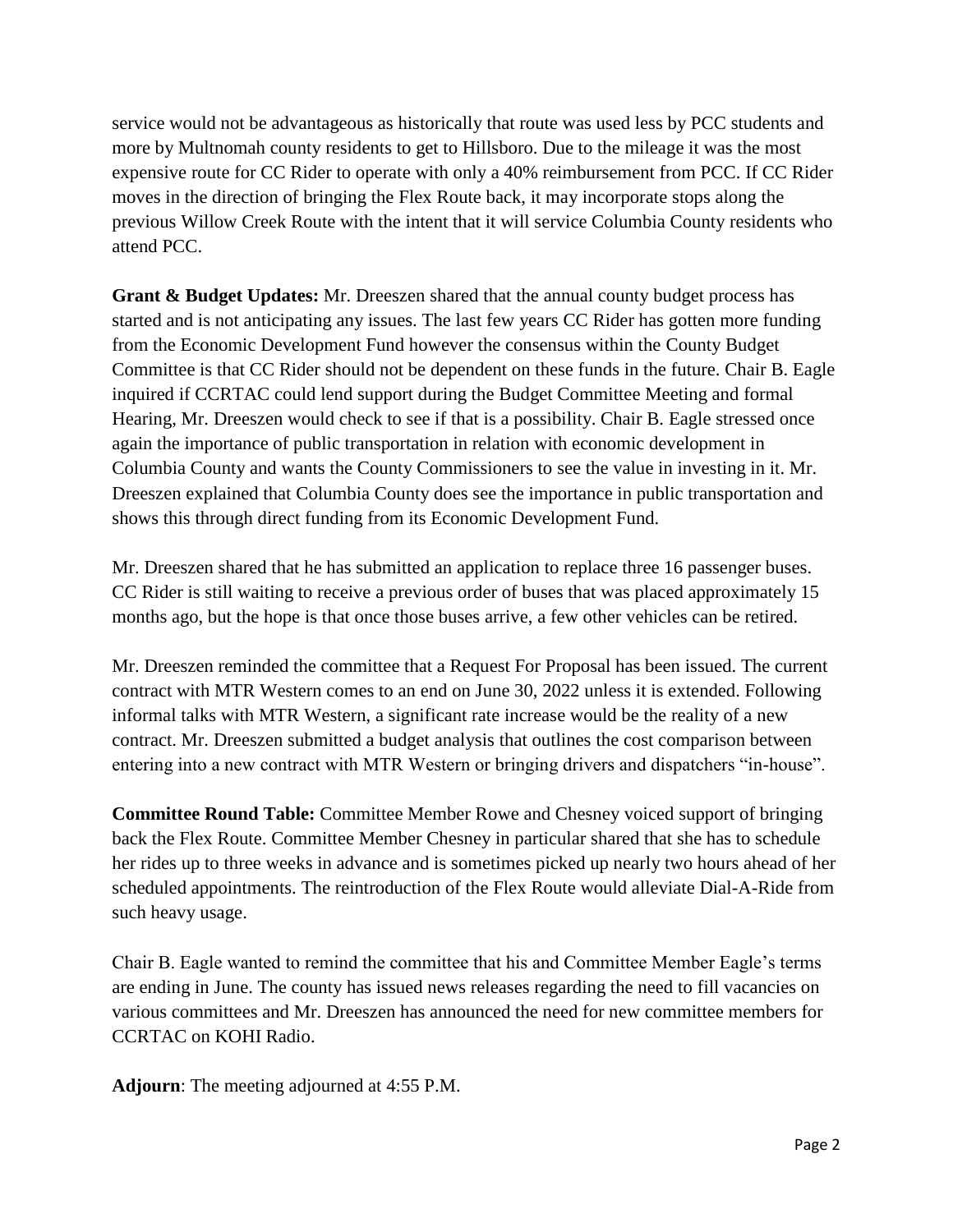service would not be advantageous as historically that route was used less by PCC students and more by Multnomah county residents to get to Hillsboro. Due to the mileage it was the most expensive route for CC Rider to operate with only a 40% reimbursement from PCC. If CC Rider moves in the direction of bringing the Flex Route back, it may incorporate stops along the previous Willow Creek Route with the intent that it will service Columbia County residents who attend PCC.

**Grant & Budget Updates:** Mr. Dreeszen shared that the annual county budget process has started and is not anticipating any issues. The last few years CC Rider has gotten more funding from the Economic Development Fund however the consensus within the County Budget Committee is that CC Rider should not be dependent on these funds in the future. Chair B. Eagle inquired if CCRTAC could lend support during the Budget Committee Meeting and formal Hearing, Mr. Dreeszen would check to see if that is a possibility. Chair B. Eagle stressed once again the importance of public transportation in relation with economic development in Columbia County and wants the County Commissioners to see the value in investing in it. Mr. Dreeszen explained that Columbia County does see the importance in public transportation and shows this through direct funding from its Economic Development Fund.

Mr. Dreeszen shared that he has submitted an application to replace three 16 passenger buses. CC Rider is still waiting to receive a previous order of buses that was placed approximately 15 months ago, but the hope is that once those buses arrive, a few other vehicles can be retired.

Mr. Dreeszen reminded the committee that a Request For Proposal has been issued. The current contract with MTR Western comes to an end on June 30, 2022 unless it is extended. Following informal talks with MTR Western, a significant rate increase would be the reality of a new contract. Mr. Dreeszen submitted a budget analysis that outlines the cost comparison between entering into a new contract with MTR Western or bringing drivers and dispatchers "in-house".

**Committee Round Table:** Committee Member Rowe and Chesney voiced support of bringing back the Flex Route. Committee Member Chesney in particular shared that she has to schedule her rides up to three weeks in advance and is sometimes picked up nearly two hours ahead of her scheduled appointments. The reintroduction of the Flex Route would alleviate Dial-A-Ride from such heavy usage.

Chair B. Eagle wanted to remind the committee that his and Committee Member Eagle's terms are ending in June. The county has issued news releases regarding the need to fill vacancies on various committees and Mr. Dreeszen has announced the need for new committee members for CCRTAC on KOHI Radio.

**Adjourn**: The meeting adjourned at 4:55 P.M.